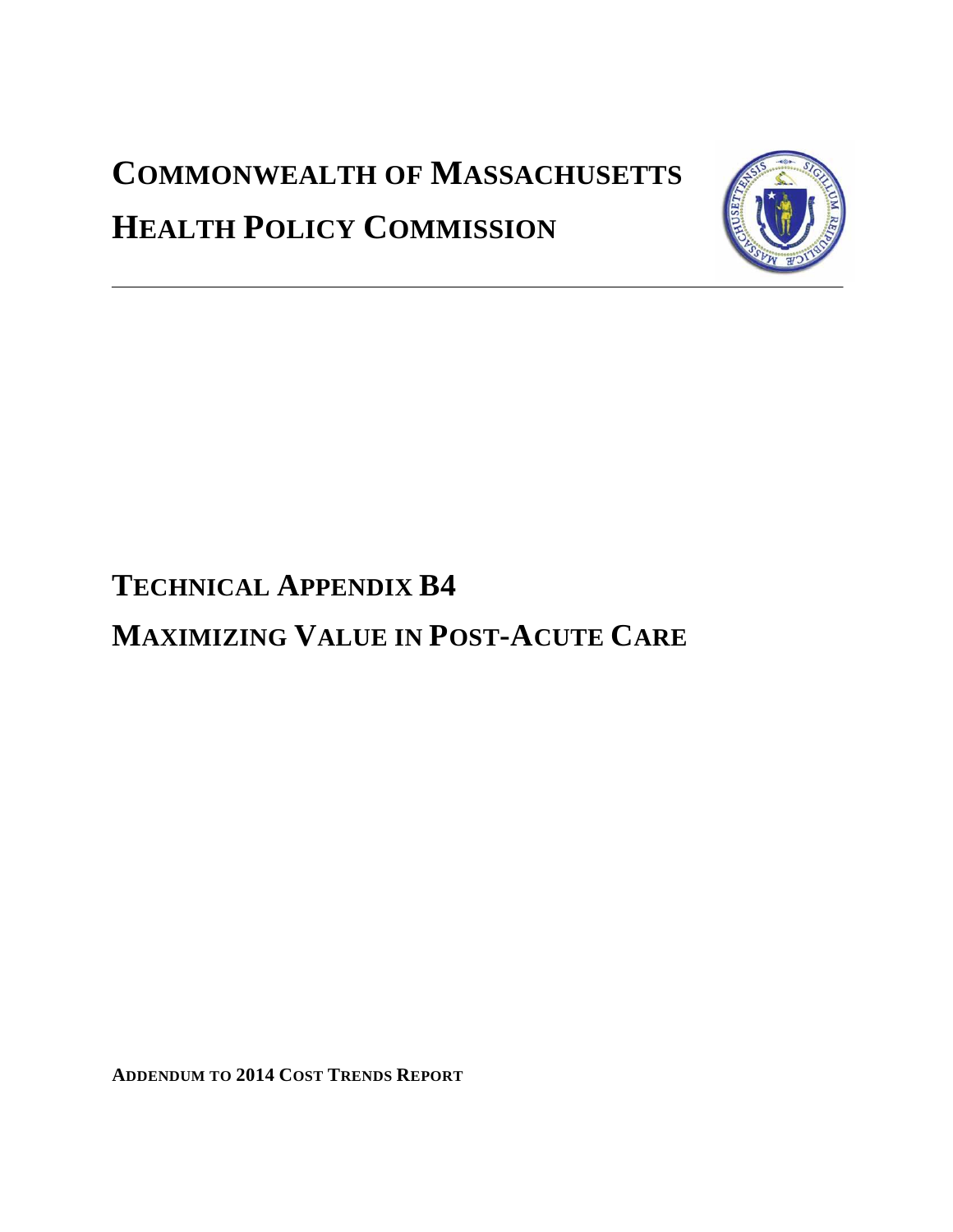# COMMONWEALTH OF MASSACHUSETTS
# HEALTH POLICY COMMISSION

---

# TECHNICAL APPENDIX B4
# MAXIMIZING VALUE IN POST-ACUTE CARE

**ADDENDUM TO 2014 COST TRENDS REPORT**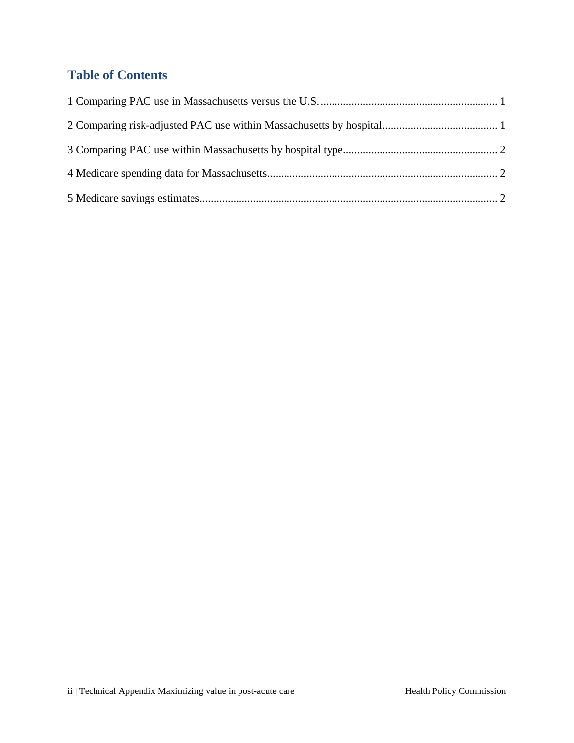## Table of Contents

1 Comparing PAC use in Massachusetts versus the U.S. ............................................................... 1

2 Comparing risk-adjusted PAC use within Massachusetts by hospital......................................... 1

3 Comparing PAC use within Massachusetts by hospital type....................................................... 2

4 Medicare spending data for Massachusetts.................................................................................. 2

5 Medicare savings estimates.......................................................................................................... 2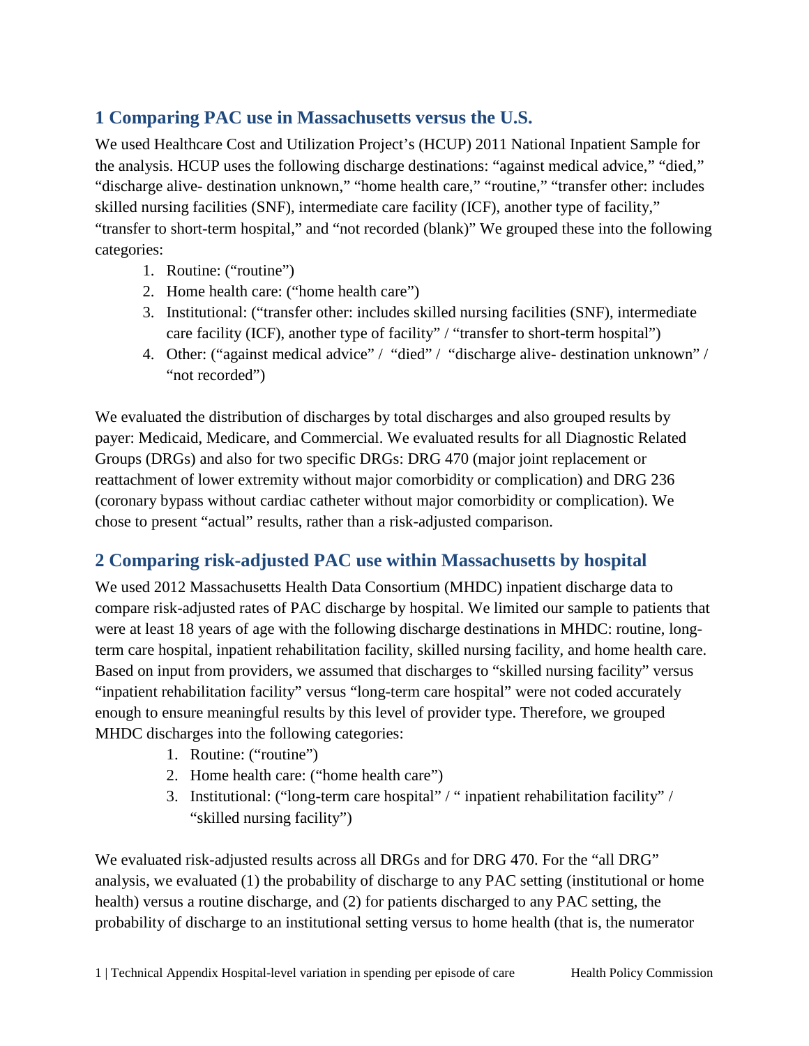## 1 Comparing PAC use in Massachusetts versus the U.S.

We used Healthcare Cost and Utilization Project's (HCUP) 2011 National Inpatient Sample for the analysis. HCUP uses the following discharge destinations: "against medical advice," "died," "discharge alive- destination unknown," "home health care," "routine," "transfer other: includes skilled nursing facilities (SNF), intermediate care facility (ICF), another type of facility," "transfer to short-term hospital," and "not recorded (blank)" We grouped these into the following categories:

1. Routine: ("routine")
2. Home health care: ("home health care")
3. Institutional: ("transfer other: includes skilled nursing facilities (SNF), intermediate care facility (ICF), another type of facility" / "transfer to short-term hospital")
4. Other: ("against medical advice" / "died" / "discharge alive- destination unknown" / "not recorded")

We evaluated the distribution of discharges by total discharges and also grouped results by payer: Medicaid, Medicare, and Commercial. We evaluated results for all Diagnostic Related Groups (DRGs) and also for two specific DRGs: DRG 470 (major joint replacement or reattachment of lower extremity without major comorbidity or complication) and DRG 236 (coronary bypass without cardiac catheter without major comorbidity or complication). We chose to present "actual" results, rather than a risk-adjusted comparison.

## 2 Comparing risk-adjusted PAC use within Massachusetts by hospital

We used 2012 Massachusetts Health Data Consortium (MHDC) inpatient discharge data to compare risk-adjusted rates of PAC discharge by hospital. We limited our sample to patients that were at least 18 years of age with the following discharge destinations in MHDC: routine, long-term care hospital, inpatient rehabilitation facility, skilled nursing facility, and home health care. Based on input from providers, we assumed that discharges to "skilled nursing facility" versus "inpatient rehabilitation facility" versus "long-term care hospital" were not coded accurately enough to ensure meaningful results by this level of provider type. Therefore, we grouped MHDC discharges into the following categories:

1. Routine: ("routine")
2. Home health care: ("home health care")
3. Institutional: ("long-term care hospital" / " inpatient rehabilitation facility" / "skilled nursing facility")

We evaluated risk-adjusted results across all DRGs and for DRG 470. For the "all DRG" analysis, we evaluated (1) the probability of discharge to any PAC setting (institutional or home health) versus a routine discharge, and (2) for patients discharged to any PAC setting, the probability of discharge to an institutional setting versus to home health (that is, the numerator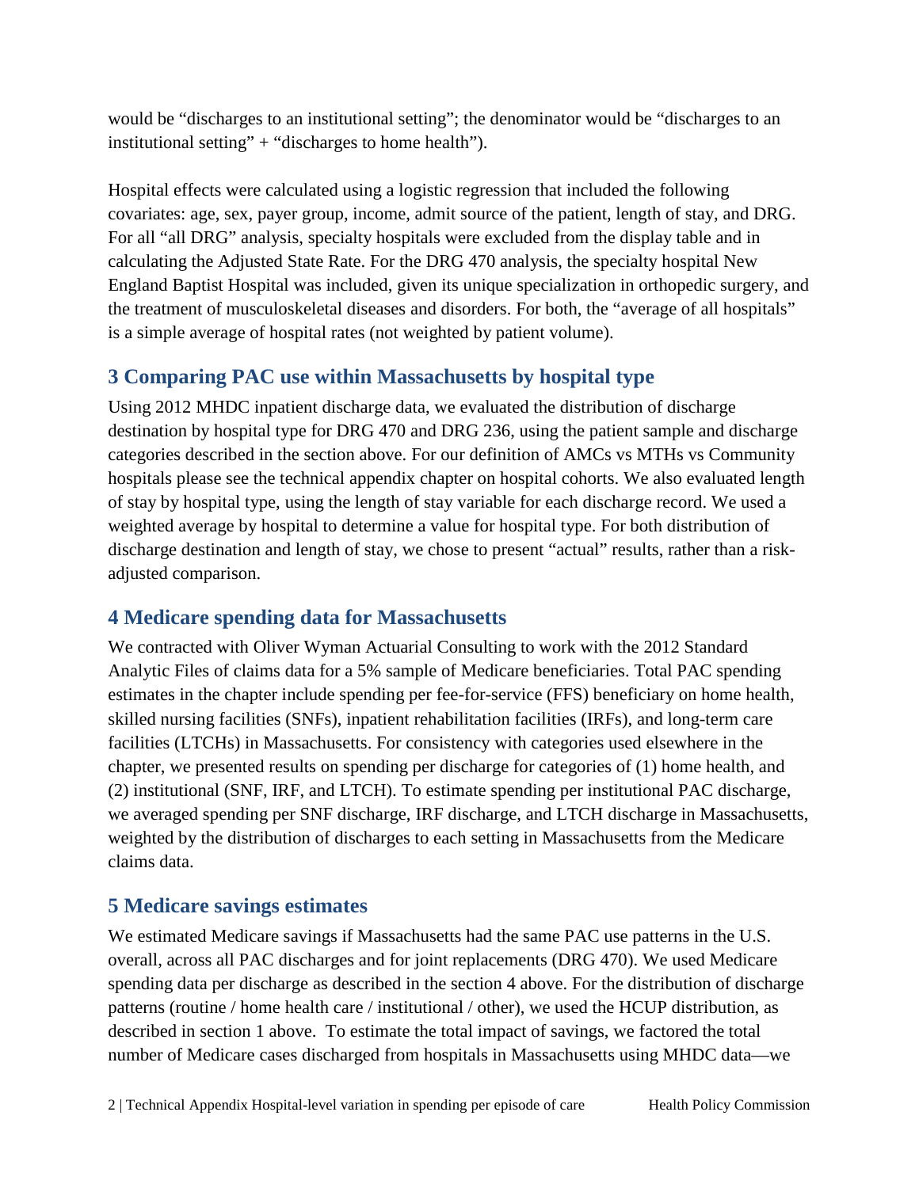would be "discharges to an institutional setting"; the denominator would be "discharges to an institutional setting" + "discharges to home health").

Hospital effects were calculated using a logistic regression that included the following covariates: age, sex, payer group, income, admit source of the patient, length of stay, and DRG. For all "all DRG" analysis, specialty hospitals were excluded from the display table and in calculating the Adjusted State Rate. For the DRG 470 analysis, the specialty hospital New England Baptist Hospital was included, given its unique specialization in orthopedic surgery, and the treatment of musculoskeletal diseases and disorders. For both, the "average of all hospitals" is a simple average of hospital rates (not weighted by patient volume).

## 3 Comparing PAC use within Massachusetts by hospital type

Using 2012 MHDC inpatient discharge data, we evaluated the distribution of discharge destination by hospital type for DRG 470 and DRG 236, using the patient sample and discharge categories described in the section above. For our definition of AMCs vs MTHs vs Community hospitals please see the technical appendix chapter on hospital cohorts. We also evaluated length of stay by hospital type, using the length of stay variable for each discharge record. We used a weighted average by hospital to determine a value for hospital type. For both distribution of discharge destination and length of stay, we chose to present "actual" results, rather than a risk-adjusted comparison.

## 4 Medicare spending data for Massachusetts

We contracted with Oliver Wyman Actuarial Consulting to work with the 2012 Standard Analytic Files of claims data for a 5% sample of Medicare beneficiaries. Total PAC spending estimates in the chapter include spending per fee-for-service (FFS) beneficiary on home health, skilled nursing facilities (SNFs), inpatient rehabilitation facilities (IRFs), and long-term care facilities (LTCHs) in Massachusetts. For consistency with categories used elsewhere in the chapter, we presented results on spending per discharge for categories of (1) home health, and (2) institutional (SNF, IRF, and LTCH). To estimate spending per institutional PAC discharge, we averaged spending per SNF discharge, IRF discharge, and LTCH discharge in Massachusetts, weighted by the distribution of discharges to each setting in Massachusetts from the Medicare claims data.

## 5 Medicare savings estimates

We estimated Medicare savings if Massachusetts had the same PAC use patterns in the U.S. overall, across all PAC discharges and for joint replacements (DRG 470). We used Medicare spending data per discharge as described in the section 4 above. For the distribution of discharge patterns (routine / home health care / institutional / other), we used the HCUP distribution, as described in section 1 above. To estimate the total impact of savings, we factored the total number of Medicare cases discharged from hospitals in Massachusetts using MHDC data—we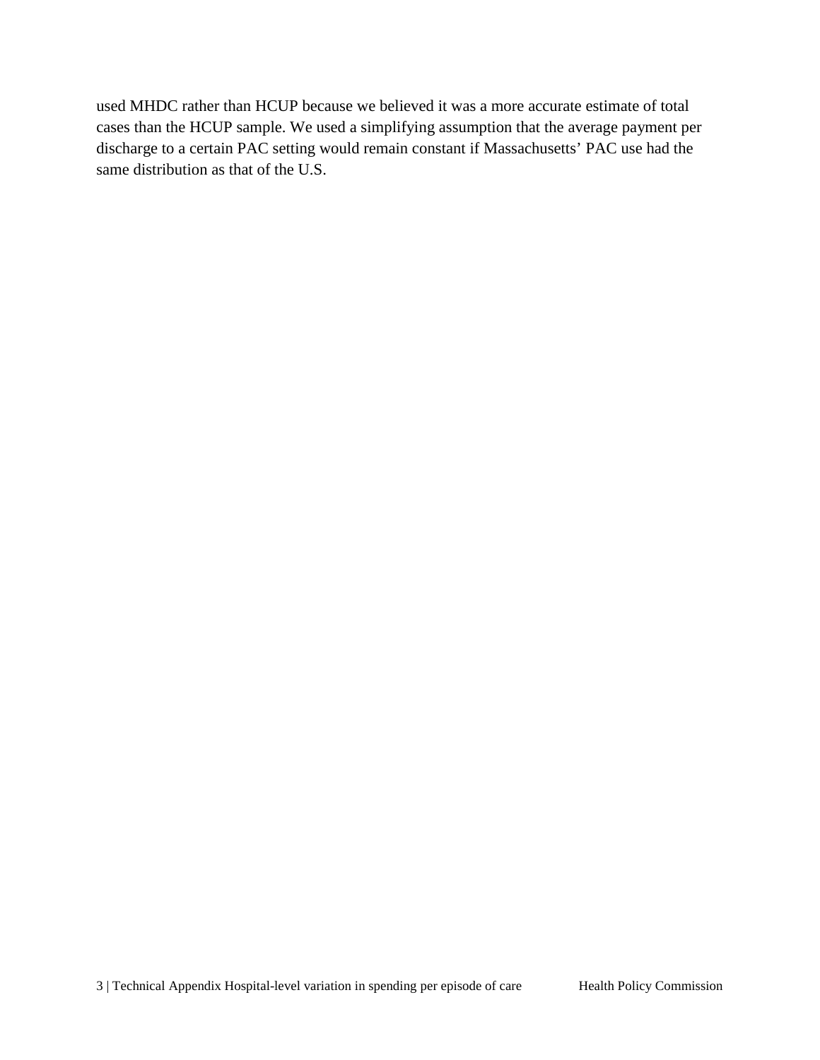used MHDC rather than HCUP because we believed it was a more accurate estimate of total cases than the HCUP sample. We used a simplifying assumption that the average payment per discharge to a certain PAC setting would remain constant if Massachusetts' PAC use had the same distribution as that of the U.S.